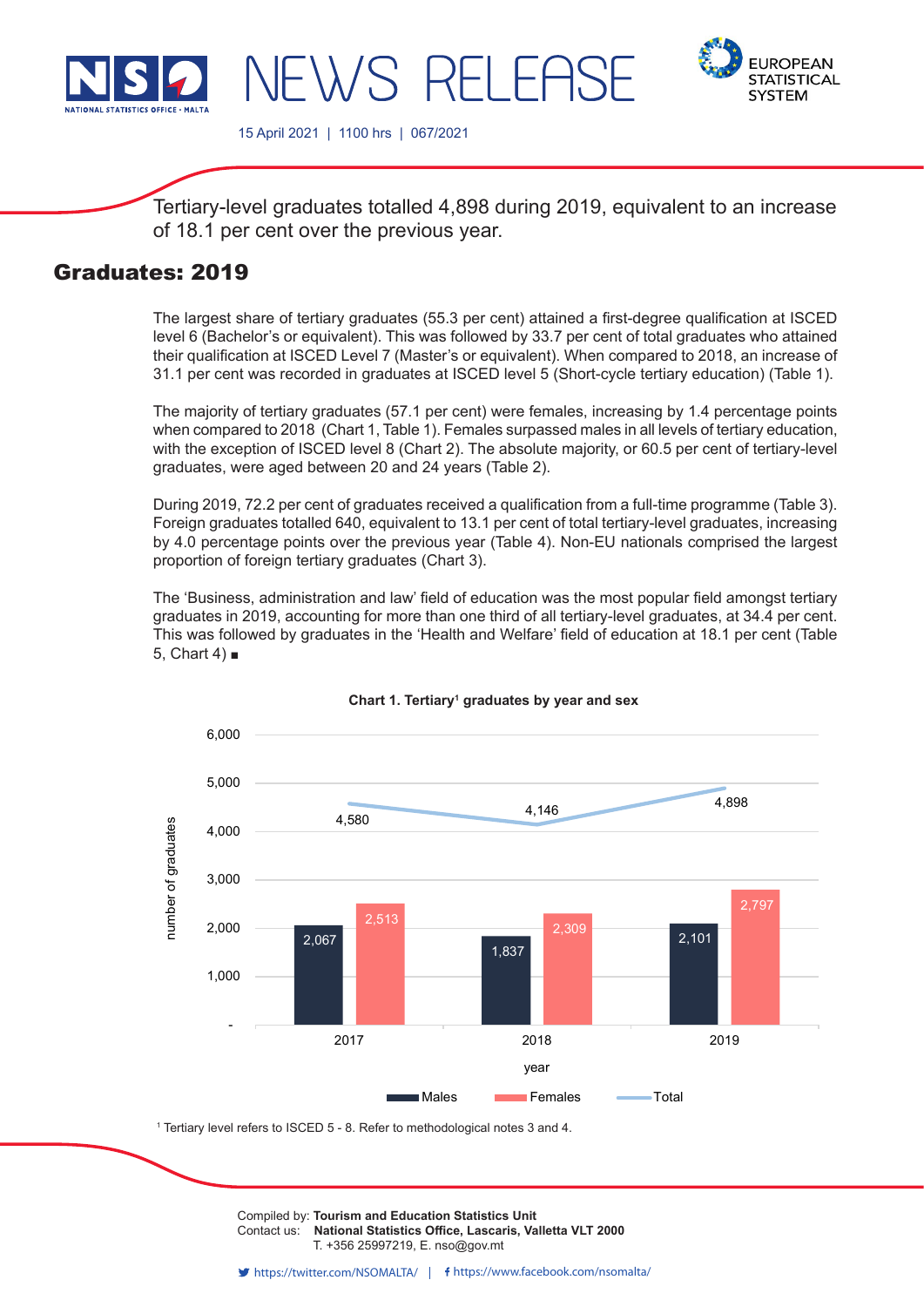# NEWS RELEASE

15 April 2021 | 1100 hrs | 067/2021

Tertiary-level graduates totalled 4,898 during 2019, equivalent to an increase of 18.1 per cent over the previous year.

## Graduates: 2019

The largest share of tertiary graduates (55.3 per cent) attained a first-degree qualification at ISCED level 6 (Bachelor's or equivalent). This was followed by 33.7 per cent of total graduates who attained their qualification at ISCED Level 7 (Master's or equivalent). When compared to 2018, an increase of 31.1 per cent was recorded in graduates at ISCED level 5 (Short-cycle tertiary education) (Table 1).

The majority of tertiary graduates (57.1 per cent) were females, increasing by 1.4 percentage points when compared to 2018 (Chart 1, Table 1). Females surpassed males in all levels of tertiary education, with the exception of ISCED level 8 (Chart 2). The absolute majority, or 60.5 per cent of tertiary-level graduates, were aged between 20 and 24 years (Table 2).

During 2019, 72.2 per cent of graduates received a qualification from a full-time programme (Table 3). Foreign graduates totalled 640, equivalent to 13.1 per cent of total tertiary-level graduates, increasing by 4.0 percentage points over the previous year (Table 4). Non-EU nationals comprised the largest proportion of foreign tertiary graduates (Chart 3).

The 'Business, administration and law' field of education was the most popular field amongst tertiary graduates in 2019, accounting for more than one third of all tertiary-level graduates, at 34.4 per cent. This was followed by graduates in the 'Health and Welfare' field of education at 18.1 per cent (Table 5, Chart 4) ■

**Chart 1. Tertiary[1] graduates by year and sex**

| year | Males | Females | Total |
|---|---|---|---|
| 2017 | 2,067 | 2,513 | 4,580 |
| 2018 | 1,837 | 2,309 | 4,146 |
| 2019 | 2,101 | 2,797 | 4,898 |

[1] Tertiary level refers to ISCED 5 - 8. Refer to methodological notes 3 and 4.

Compiled by: **Tourism and Education Statistics Unit**
Contact us: **National Statistics Office, Lascaris, Valletta VLT 2000**
T. +356 25997219, E. nso@gov.mt

https://twitter.com/NSOMALTA/ | https://www.facebook.com/nsomalta/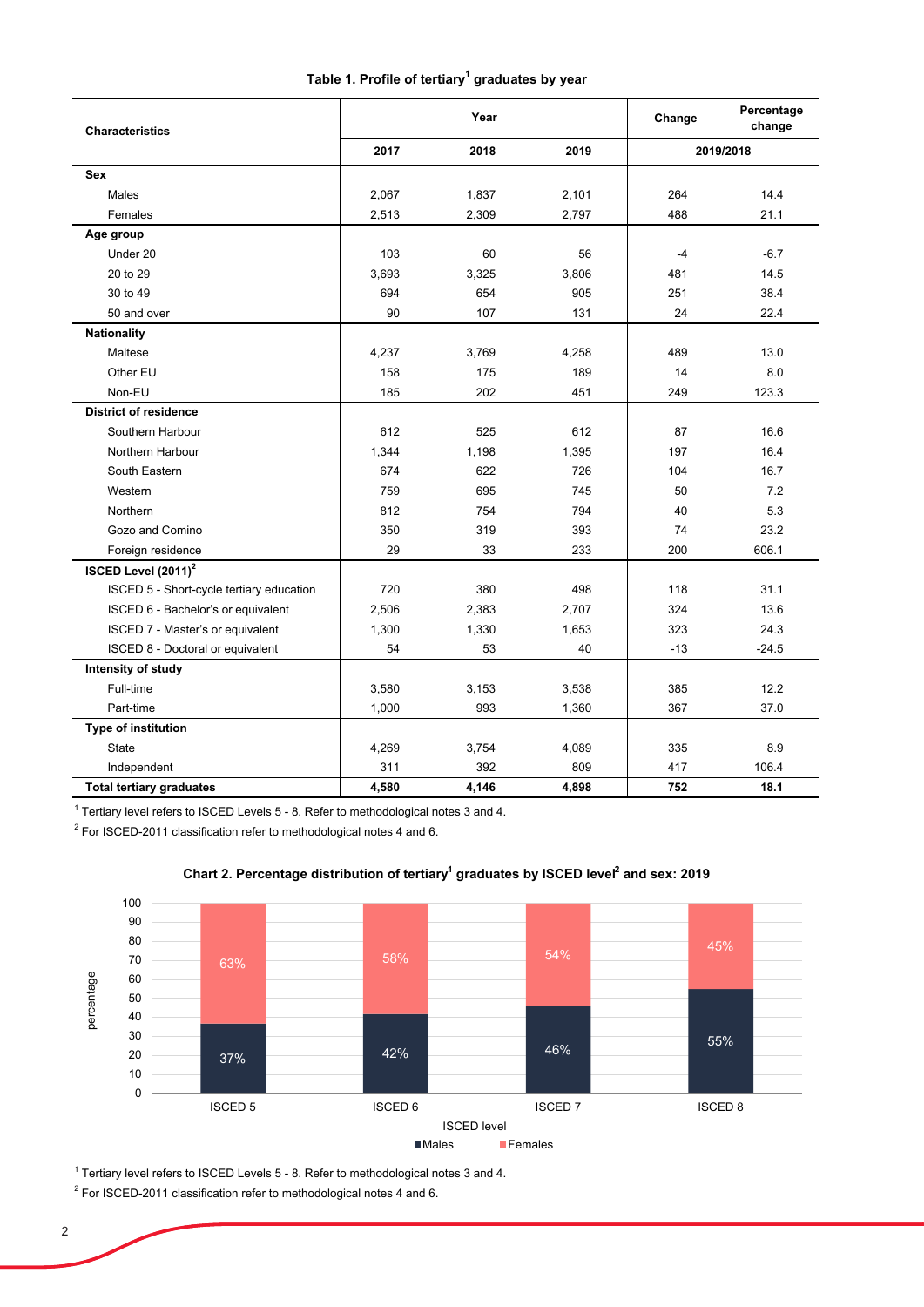**Table 1. Profile of tertiary[1] graduates by year**

| Characteristics | Year | | | Change | Percentage change |
|---|---|---|---|---|---|
| | 2017 | 2018 | 2019 | 2019/2018 | |
| **Sex** | | | | | |
| Males | 2,067 | 1,837 | 2,101 | 264 | 14.4 |
| Females | 2,513 | 2,309 | 2,797 | 488 | 21.1 |
| **Age group** | | | | | |
| Under 20 | 103 | 60 | 56 | -4 | -6.7 |
| 20 to 29 | 3,693 | 3,325 | 3,806 | 481 | 14.5 |
| 30 to 49 | 694 | 654 | 905 | 251 | 38.4 |
| 50 and over | 90 | 107 | 131 | 24 | 22.4 |
| **Nationality** | | | | | |
| Maltese | 4,237 | 3,769 | 4,258 | 489 | 13.0 |
| Other EU | 158 | 175 | 189 | 14 | 8.0 |
| Non-EU | 185 | 202 | 451 | 249 | 123.3 |
| **District of residence** | | | | | |
| Southern Harbour | 612 | 525 | 612 | 87 | 16.6 |
| Northern Harbour | 1,344 | 1,198 | 1,395 | 197 | 16.4 |
| South Eastern | 674 | 622 | 726 | 104 | 16.7 |
| Western | 759 | 695 | 745 | 50 | 7.2 |
| Northern | 812 | 754 | 794 | 40 | 5.3 |
| Gozo and Comino | 350 | 319 | 393 | 74 | 23.2 |
| Foreign residence | 29 | 33 | 233 | 200 | 606.1 |
| **ISCED Level (2011)[2]** | | | | | |
| ISCED 5 - Short-cycle tertiary education | 720 | 380 | 498 | 118 | 31.1 |
| ISCED 6 - Bachelor's or equivalent | 2,506 | 2,383 | 2,707 | 324 | 13.6 |
| ISCED 7 - Master's or equivalent | 1,300 | 1,330 | 1,653 | 323 | 24.3 |
| ISCED 8 - Doctoral or equivalent | 54 | 53 | 40 | -13 | -24.5 |
| **Intensity of study** | | | | | |
| Full-time | 3,580 | 3,153 | 3,538 | 385 | 12.2 |
| Part-time | 1,000 | 993 | 1,360 | 367 | 37.0 |
| **Type of institution** | | | | | |
| State | 4,269 | 3,754 | 4,089 | 335 | 8.9 |
| Independent | 311 | 392 | 809 | 417 | 106.4 |
| **Total tertiary graduates** | **4,580** | **4,146** | **4,898** | **752** | **18.1** |

[1] Tertiary level refers to ISCED Levels 5 - 8. Refer to methodological notes 3 and 4.

[2] For ISCED-2011 classification refer to methodological notes 4 and 6.

**Chart 2. Percentage distribution of tertiary[1] graduates by ISCED level[2] and sex: 2019**

| ISCED level | Males | Females |
|---|---|---|
| ISCED 5 | 37% | 63% |
| ISCED 6 | 42% | 58% |
| ISCED 7 | 46% | 54% |
| ISCED 8 | 55% | 45% |

[1] Tertiary level refers to ISCED Levels 5 - 8. Refer to methodological notes 3 and 4.

[2] For ISCED-2011 classification refer to methodological notes 4 and 6.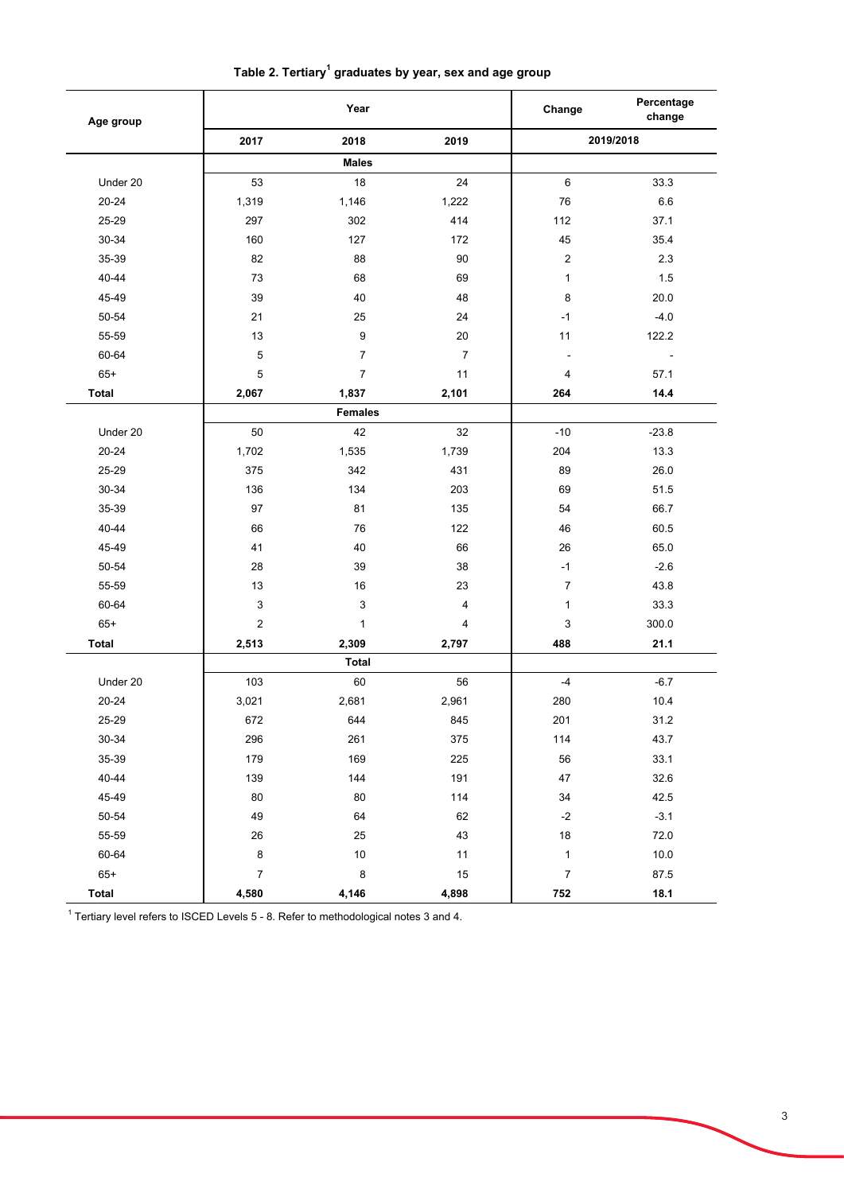**Table 2. Tertiary[1] graduates by year, sex and age group**

| Age group | Year | | | Change | Percentage change |
|---|---|---|---|---|---|
| | 2017 | 2018 | 2019 | 2019/2018 | |
| | **Males** | | | | |
| Under 20 | 53 | 18 | 24 | 6 | 33.3 |
| 20-24 | 1,319 | 1,146 | 1,222 | 76 | 6.6 |
| 25-29 | 297 | 302 | 414 | 112 | 37.1 |
| 30-34 | 160 | 127 | 172 | 45 | 35.4 |
| 35-39 | 82 | 88 | 90 | 2 | 2.3 |
| 40-44 | 73 | 68 | 69 | 1 | 1.5 |
| 45-49 | 39 | 40 | 48 | 8 | 20.0 |
| 50-54 | 21 | 25 | 24 | -1 | -4.0 |
| 55-59 | 13 | 9 | 20 | 11 | 122.2 |
| 60-64 | 5 | 7 | 7 | - | - |
| 65+ | 5 | 7 | 11 | 4 | 57.1 |
| **Total** | **2,067** | **1,837** | **2,101** | **264** | **14.4** |
| | **Females** | | | | |
| Under 20 | 50 | 42 | 32 | -10 | -23.8 |
| 20-24 | 1,702 | 1,535 | 1,739 | 204 | 13.3 |
| 25-29 | 375 | 342 | 431 | 89 | 26.0 |
| 30-34 | 136 | 134 | 203 | 69 | 51.5 |
| 35-39 | 97 | 81 | 135 | 54 | 66.7 |
| 40-44 | 66 | 76 | 122 | 46 | 60.5 |
| 45-49 | 41 | 40 | 66 | 26 | 65.0 |
| 50-54 | 28 | 39 | 38 | -1 | -2.6 |
| 55-59 | 13 | 16 | 23 | 7 | 43.8 |
| 60-64 | 3 | 3 | 4 | 1 | 33.3 |
| 65+ | 2 | 1 | 4 | 3 | 300.0 |
| **Total** | **2,513** | **2,309** | **2,797** | **488** | **21.1** |
| | **Total** | | | | |
| Under 20 | 103 | 60 | 56 | -4 | -6.7 |
| 20-24 | 3,021 | 2,681 | 2,961 | 280 | 10.4 |
| 25-29 | 672 | 644 | 845 | 201 | 31.2 |
| 30-34 | 296 | 261 | 375 | 114 | 43.7 |
| 35-39 | 179 | 169 | 225 | 56 | 33.1 |
| 40-44 | 139 | 144 | 191 | 47 | 32.6 |
| 45-49 | 80 | 80 | 114 | 34 | 42.5 |
| 50-54 | 49 | 64 | 62 | -2 | -3.1 |
| 55-59 | 26 | 25 | 43 | 18 | 72.0 |
| 60-64 | 8 | 10 | 11 | 1 | 10.0 |
| 65+ | 7 | 8 | 15 | 7 | 87.5 |
| **Total** | **4,580** | **4,146** | **4,898** | **752** | **18.1** |

[1] Tertiary level refers to ISCED Levels 5 - 8. Refer to methodological notes 3 and 4.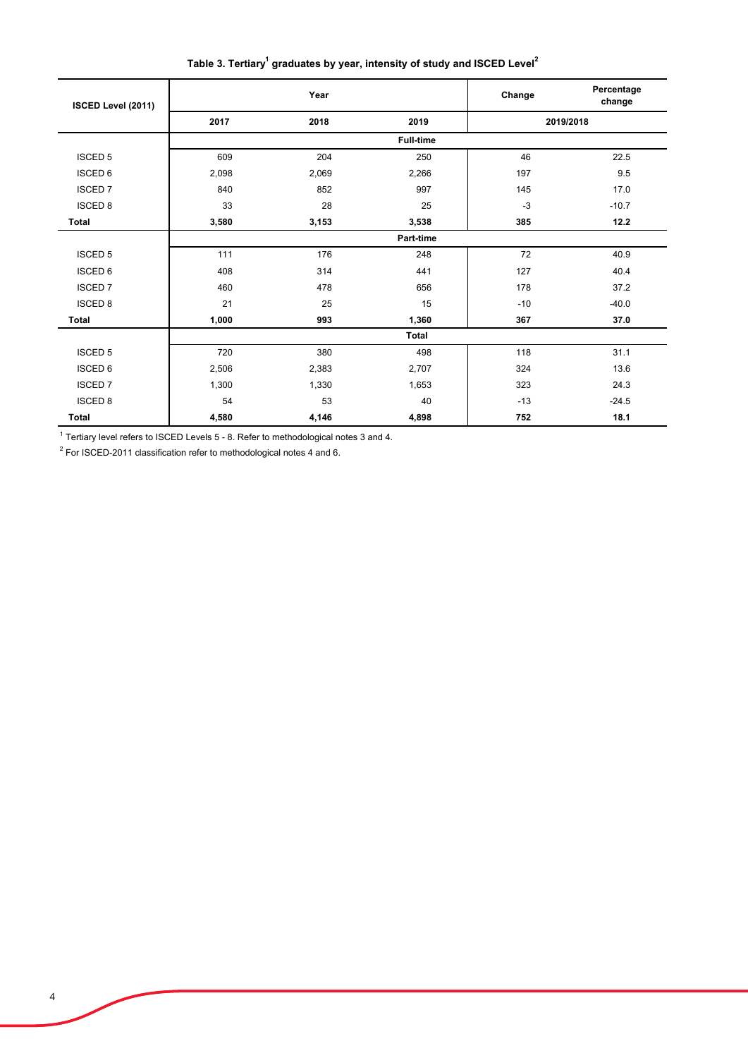**Table 3. Tertiary[1] graduates by year, intensity of study and ISCED Level[2]**

| ISCED Level (2011) | Year | | | Change | Percentage change |
|---|---|---|---|---|---|
| | 2017 | 2018 | 2019 | 2019/2018 | |
| | | | Full-time | | |
| ISCED 5 | 609 | 204 | 250 | 46 | 22.5 |
| ISCED 6 | 2,098 | 2,069 | 2,266 | 197 | 9.5 |
| ISCED 7 | 840 | 852 | 997 | 145 | 17.0 |
| ISCED 8 | 33 | 28 | 25 | -3 | -10.7 |
| **Total** | **3,580** | **3,153** | **3,538** | **385** | **12.2** |
| | | | Part-time | | |
| ISCED 5 | 111 | 176 | 248 | 72 | 40.9 |
| ISCED 6 | 408 | 314 | 441 | 127 | 40.4 |
| ISCED 7 | 460 | 478 | 656 | 178 | 37.2 |
| ISCED 8 | 21 | 25 | 15 | -10 | -40.0 |
| **Total** | **1,000** | **993** | **1,360** | **367** | **37.0** |
| | | | Total | | |
| ISCED 5 | 720 | 380 | 498 | 118 | 31.1 |
| ISCED 6 | 2,506 | 2,383 | 2,707 | 324 | 13.6 |
| ISCED 7 | 1,300 | 1,330 | 1,653 | 323 | 24.3 |
| ISCED 8 | 54 | 53 | 40 | -13 | -24.5 |
| **Total** | **4,580** | **4,146** | **4,898** | **752** | **18.1** |

[1] Tertiary level refers to ISCED Levels 5 - 8. Refer to methodological notes 3 and 4.

[2] For ISCED-2011 classification refer to methodological notes 4 and 6.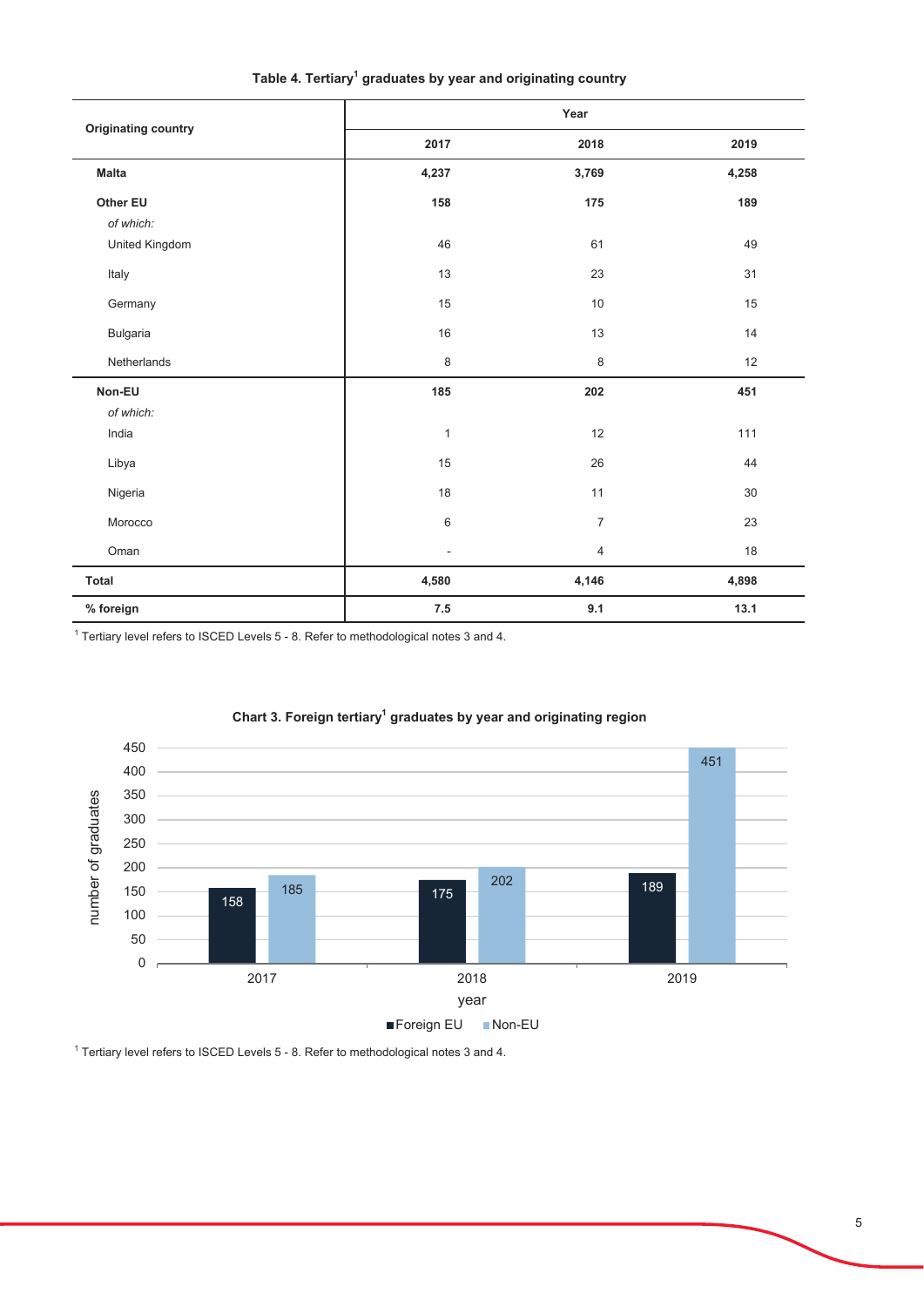**Table 4. Tertiary[1] graduates by year and originating country**

| Originating country | Year | | |
|---|---|---|---|
| | 2017 | 2018 | 2019 |
| **Malta** | **4,237** | **3,769** | **4,258** |
| **Other EU** | **158** | **175** | **189** |
| *of which:* | | | |
| United Kingdom | 46 | 61 | 49 |
| Italy | 13 | 23 | 31 |
| Germany | 15 | 10 | 15 |
| Bulgaria | 16 | 13 | 14 |
| Netherlands | 8 | 8 | 12 |
| **Non-EU** | **185** | **202** | **451** |
| *of which:* | | | |
| India | 1 | 12 | 111 |
| Libya | 15 | 26 | 44 |
| Nigeria | 18 | 11 | 30 |
| Morocco | 6 | 7 | 23 |
| Oman | - | 4 | 18 |
| **Total** | **4,580** | **4,146** | **4,898** |
| **% foreign** | **7.5** | **9.1** | **13.1** |

[1] Tertiary level refers to ISCED Levels 5 - 8. Refer to methodological notes 3 and 4.

**Chart 3. Foreign tertiary[1] graduates by year and originating region**

| year | Foreign EU | Non-EU |
|---|---|---|
| 2017 | 158 | 185 |
| 2018 | 175 | 202 |
| 2019 | 189 | 451 |

[1] Tertiary level refers to ISCED Levels 5 - 8. Refer to methodological notes 3 and 4.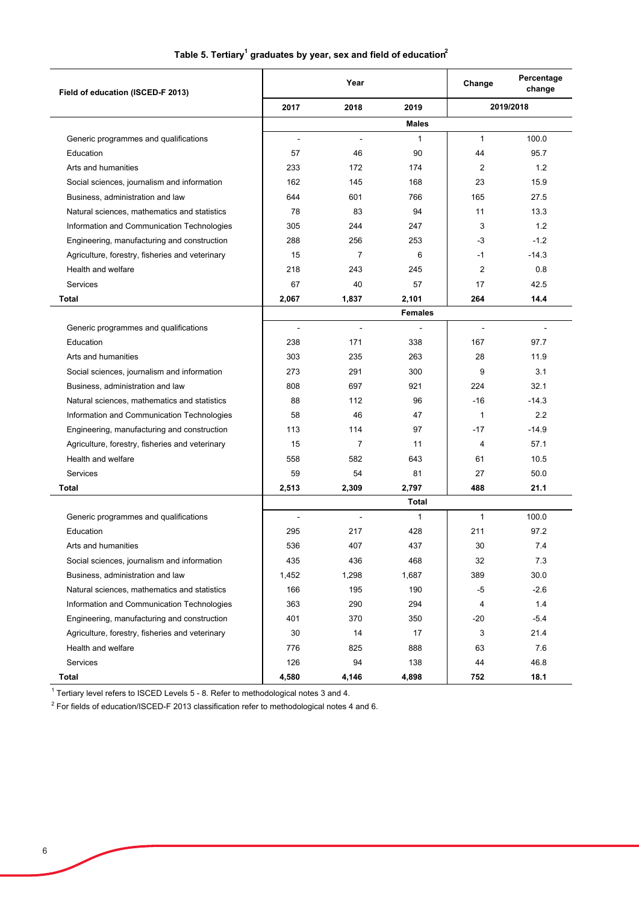**Table 5. Tertiary[1] graduates by year, sex and field of education[2]**

| Field of education (ISCED-F 2013) | Year | | | Change | Percentage change |
|---|---|---|---|---|---|
| | 2017 | 2018 | 2019 | 2019/2018 | |
| | | | **Males** | | |
| Generic programmes and qualifications | - | - | 1 | 1 | 100.0 |
| Education | 57 | 46 | 90 | 44 | 95.7 |
| Arts and humanities | 233 | 172 | 174 | 2 | 1.2 |
| Social sciences, journalism and information | 162 | 145 | 168 | 23 | 15.9 |
| Business, administration and law | 644 | 601 | 766 | 165 | 27.5 |
| Natural sciences, mathematics and statistics | 78 | 83 | 94 | 11 | 13.3 |
| Information and Communication Technologies | 305 | 244 | 247 | 3 | 1.2 |
| Engineering, manufacturing and construction | 288 | 256 | 253 | -3 | -1.2 |
| Agriculture, forestry, fisheries and veterinary | 15 | 7 | 6 | -1 | -14.3 |
| Health and welfare | 218 | 243 | 245 | 2 | 0.8 |
| Services | 67 | 40 | 57 | 17 | 42.5 |
| **Total** | **2,067** | **1,837** | **2,101** | **264** | **14.4** |
| | | | **Females** | | |
| Generic programmes and qualifications | - | - | - | - | - |
| Education | 238 | 171 | 338 | 167 | 97.7 |
| Arts and humanities | 303 | 235 | 263 | 28 | 11.9 |
| Social sciences, journalism and information | 273 | 291 | 300 | 9 | 3.1 |
| Business, administration and law | 808 | 697 | 921 | 224 | 32.1 |
| Natural sciences, mathematics and statistics | 88 | 112 | 96 | -16 | -14.3 |
| Information and Communication Technologies | 58 | 46 | 47 | 1 | 2.2 |
| Engineering, manufacturing and construction | 113 | 114 | 97 | -17 | -14.9 |
| Agriculture, forestry, fisheries and veterinary | 15 | 7 | 11 | 4 | 57.1 |
| Health and welfare | 558 | 582 | 643 | 61 | 10.5 |
| Services | 59 | 54 | 81 | 27 | 50.0 |
| **Total** | **2,513** | **2,309** | **2,797** | **488** | **21.1** |
| | | | **Total** | | |
| Generic programmes and qualifications | - | - | 1 | 1 | 100.0 |
| Education | 295 | 217 | 428 | 211 | 97.2 |
| Arts and humanities | 536 | 407 | 437 | 30 | 7.4 |
| Social sciences, journalism and information | 435 | 436 | 468 | 32 | 7.3 |
| Business, administration and law | 1,452 | 1,298 | 1,687 | 389 | 30.0 |
| Natural sciences, mathematics and statistics | 166 | 195 | 190 | -5 | -2.6 |
| Information and Communication Technologies | 363 | 290 | 294 | 4 | 1.4 |
| Engineering, manufacturing and construction | 401 | 370 | 350 | -20 | -5.4 |
| Agriculture, forestry, fisheries and veterinary | 30 | 14 | 17 | 3 | 21.4 |
| Health and welfare | 776 | 825 | 888 | 63 | 7.6 |
| Services | 126 | 94 | 138 | 44 | 46.8 |
| **Total** | **4,580** | **4,146** | **4,898** | **752** | **18.1** |

[1] Tertiary level refers to ISCED Levels 5 - 8. Refer to methodological notes 3 and 4.

[2] For fields of education/ISCED-F 2013 classification refer to methodological notes 4 and 6.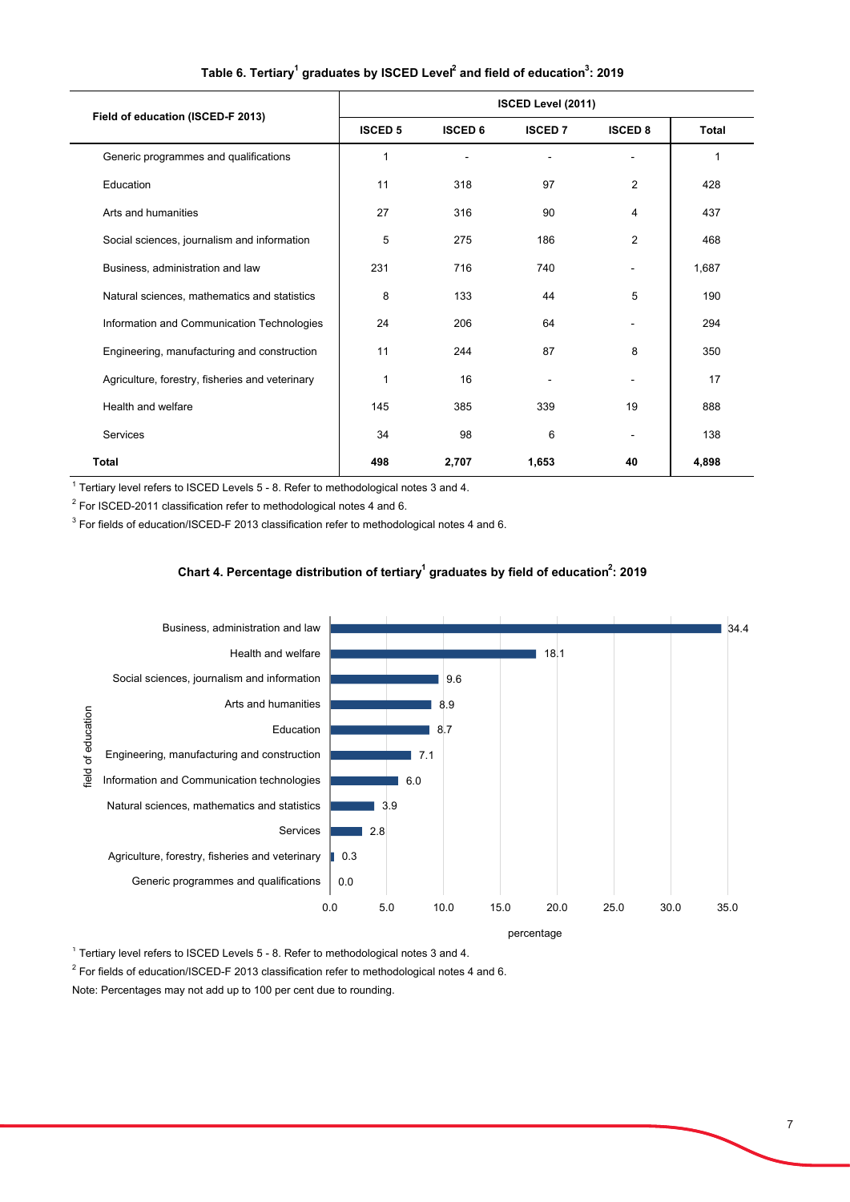**Table 6. Tertiary[1] graduates by ISCED Level[2] and field of education[3]: 2019**

| Field of education (ISCED-F 2013) | ISCED Level (2011) | | | | |
|---|---|---|---|---|---|
| | ISCED 5 | ISCED 6 | ISCED 7 | ISCED 8 | Total |
| Generic programmes and qualifications | 1 | - | - | - | 1 |
| Education | 11 | 318 | 97 | 2 | 428 |
| Arts and humanities | 27 | 316 | 90 | 4 | 437 |
| Social sciences, journalism and information | 5 | 275 | 186 | 2 | 468 |
| Business, administration and law | 231 | 716 | 740 | - | 1,687 |
| Natural sciences, mathematics and statistics | 8 | 133 | 44 | 5 | 190 |
| Information and Communication Technologies | 24 | 206 | 64 | - | 294 |
| Engineering, manufacturing and construction | 11 | 244 | 87 | 8 | 350 |
| Agriculture, forestry, fisheries and veterinary | 1 | 16 | - | - | 17 |
| Health and welfare | 145 | 385 | 339 | 19 | 888 |
| Services | 34 | 98 | 6 | - | 138 |
| **Total** | **498** | **2,707** | **1,653** | **40** | **4,898** |

[1] Tertiary level refers to ISCED Levels 5 - 8. Refer to methodological notes 3 and 4.

[2] For ISCED-2011 classification refer to methodological notes 4 and 6.

[3] For fields of education/ISCED-F 2013 classification refer to methodological notes 4 and 6.

**Chart 4. Percentage distribution of tertiary[1] graduates by field of education[2]: 2019**

| Field of education | Percentage |
|---|---|
| Business, administration and law | 34.4 |
| Health and welfare | 18.1 |
| Social sciences, journalism and information | 9.6 |
| Arts and humanities | 8.9 |
| Education | 8.7 |
| Engineering, manufacturing and construction | 7.1 |
| Information and Communication technologies | 6.0 |
| Natural sciences, mathematics and statistics | 3.9 |
| Services | 2.8 |
| Agriculture, forestry, fisheries and veterinary | 0.3 |
| Generic programmes and qualifications | 0.0 |

[1] Tertiary level refers to ISCED Levels 5 - 8. Refer to methodological notes 3 and 4.

[2] For fields of education/ISCED-F 2013 classification refer to methodological notes 4 and 6.

Note: Percentages may not add up to 100 per cent due to rounding.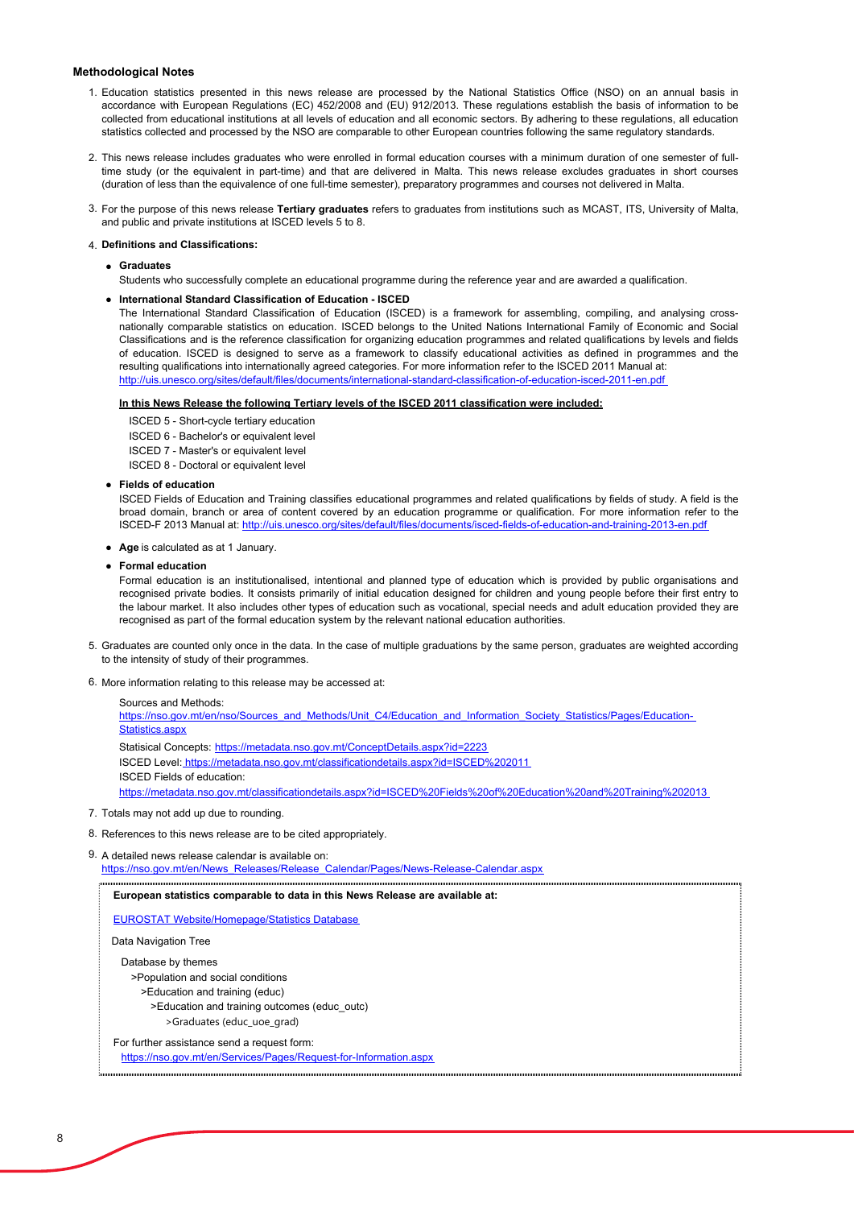## Methodological Notes

1. Education statistics presented in this news release are processed by the National Statistics Office (NSO) on an annual basis in accordance with European Regulations (EC) 452/2008 and (EU) 912/2013. These regulations establish the basis of information to be collected from educational institutions at all levels of education and all economic sectors. By adhering to these regulations, all education statistics collected and processed by the NSO are comparable to other European countries following the same regulatory standards.

2. This news release includes graduates who were enrolled in formal education courses with a minimum duration of one semester of full-time study (or the equivalent in part-time) and that are delivered in Malta. This news release excludes graduates in short courses (duration of less than the equivalence of one full-time semester), preparatory programmes and courses not delivered in Malta.

3. For the purpose of this news release **Tertiary graduates** refers to graduates from institutions such as MCAST, ITS, University of Malta, and public and private institutions at ISCED levels 5 to 8.

4. **Definitions and Classifications:**

   - **Graduates**
     Students who successfully complete an educational programme during the reference year and are awarded a qualification.

   - **International Standard Classification of Education - ISCED**
     The International Standard Classification of Education (ISCED) is a framework for assembling, compiling, and analysing cross-nationally comparable statistics on education. ISCED belongs to the United Nations International Family of Economic and Social Classifications and is the reference classification for organizing education programmes and related qualifications by levels and fields of education. ISCED is designed to serve as a framework to classify educational activities as defined in programmes and the resulting qualifications into internationally agreed categories. For more information refer to the ISCED 2011 Manual at: http://uis.unesco.org/sites/default/files/documents/international-standard-classification-of-education-isced-2011-en.pdf

     **In this News Release the following Tertiary levels of the ISCED 2011 classification were included:**

     ISCED 5 - Short-cycle tertiary education
     ISCED 6 - Bachelor's or equivalent level
     ISCED 7 - Master's or equivalent level
     ISCED 8 - Doctoral or equivalent level

   - **Fields of education**
     ISCED Fields of Education and Training classifies educational programmes and related qualifications by fields of study. A field is the broad domain, branch or area of content covered by an education programme or qualification. For more information refer to the ISCED-F 2013 Manual at: http://uis.unesco.org/sites/default/files/documents/isced-fields-of-education-and-training-2013-en.pdf

   - **Age** is calculated as at 1 January.

   - **Formal education**
     Formal education is an institutionalised, intentional and planned type of education which is provided by public organisations and recognised private bodies. It consists primarily of initial education designed for children and young people before their first entry to the labour market. It also includes other types of education such as vocational, special needs and adult education provided they are recognised as part of the formal education system by the relevant national education authorities.

5. Graduates are counted only once in the data. In the case of multiple graduations by the same person, graduates are weighted according to the intensity of study of their programmes.

6. More information relating to this release may be accessed at:

   Sources and Methods:
   https://nso.gov.mt/en/nso/Sources_and_Methods/Unit_C4/Education_and_Information_Society_Statistics/Pages/Education-Statistics.aspx

   Statisical Concepts: https://metadata.nso.gov.mt/ConceptDetails.aspx?id=2223
   ISCED Level: https://metadata.nso.gov.mt/classificationdetails.aspx?id=ISCED%202011
   ISCED Fields of education:
   https://metadata.nso.gov.mt/classificationdetails.aspx?id=ISCED%20Fields%20of%20Education%20and%20Training%202013

7. Totals may not add up due to rounding.

8. References to this news release are to be cited appropriately.

9. A detailed news release calendar is available on:
   https://nso.gov.mt/en/News_Releases/Release_Calendar/Pages/News-Release-Calendar.aspx

**European statistics comparable to data in this News Release are available at:**

EUROSTAT Website/Homepage/Statistics Database

Data Navigation Tree

Database by themes
>Population and social conditions
>Education and training (educ)
>Education and training outcomes (educ_outc)
>Graduates (educ_uoe_grad)

For further assistance send a request form:
https://nso.gov.mt/en/Services/Pages/Request-for-Information.aspx